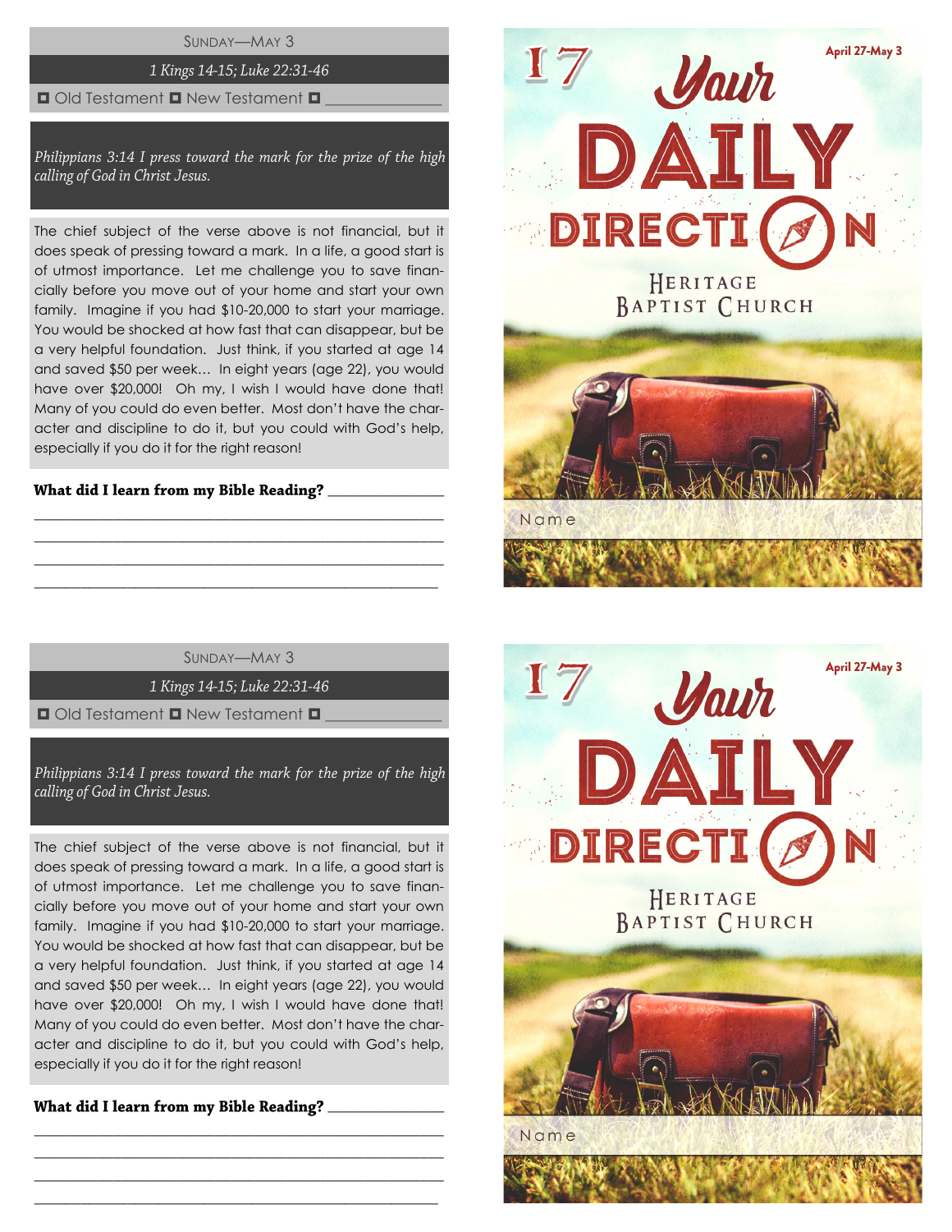Sunday—May 3

*1 Kings 14-15; Luke 22:31-46*

◘ Old Testament ◘ New Testament ◘ ______________

*Philippians 3:14 I press toward the mark for the prize of the high calling of God in Christ Jesus.*

The chief subject of the verse above is not financial, but it does speak of pressing toward a mark. In a life, a good start is of utmost importance. Let me challenge you to save financially before you move out of your home and start your own family. Imagine if you had $10-20,000 to start your marriage. You would be shocked at how fast that can disappear, but be a very helpful foundation. Just think, if you started at age 14 and saved $50 per week… In eight years (age 22), you would have over $20,000! Oh my, I wish I would have done that! Many of you could do even better. Most don't have the character and discipline to do it, but you could with God's help, especially if you do it for the right reason!

**What did I learn from my Bible Reading?** _______________

_______________________________________________

_______________________________________________

_______________________________________________

_______________________________________________

17

April 27-May 3

# Your DAILY DIRECTION

Heritage Baptist Church

Name

Sunday—May 3

*1 Kings 14-15; Luke 22:31-46*

◘ Old Testament ◘ New Testament ◘ ______________

*Philippians 3:14 I press toward the mark for the prize of the high calling of God in Christ Jesus.*

The chief subject of the verse above is not financial, but it does speak of pressing toward a mark. In a life, a good start is of utmost importance. Let me challenge you to save financially before you move out of your home and start your own family. Imagine if you had $10-20,000 to start your marriage. You would be shocked at how fast that can disappear, but be a very helpful foundation. Just think, if you started at age 14 and saved $50 per week… In eight years (age 22), you would have over $20,000! Oh my, I wish I would have done that! Many of you could do even better. Most don't have the character and discipline to do it, but you could with God's help, especially if you do it for the right reason!

**What did I learn from my Bible Reading?** _______________

_______________________________________________

_______________________________________________

_______________________________________________

_______________________________________________

17

April 27-May 3

# Your DAILY DIRECTION

Heritage Baptist Church

Name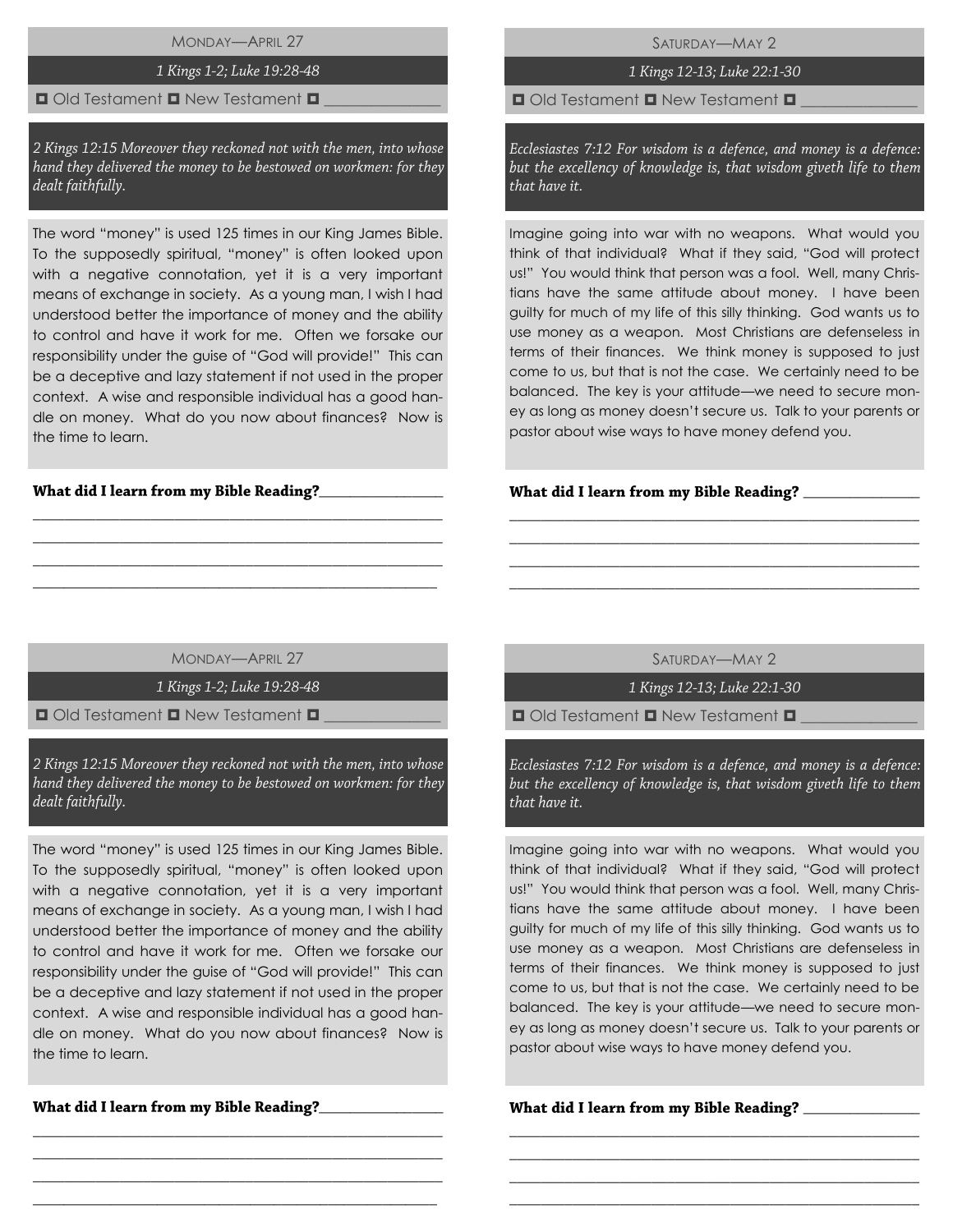## MONDAY—APRIL 27

*1 Kings 1-2; Luke 19:28-48*

◘ Old Testament ◘ New Testament ◘ _______________

*2 Kings 12:15 Moreover they reckoned not with the men, into whose hand they delivered the money to be bestowed on workmen: for they dealt faithfully.*

The word "money" is used 125 times in our King James Bible. To the supposedly spiritual, "money" is often looked upon with a negative connotation, yet it is a very important means of exchange in society. As a young man, I wish I had understood better the importance of money and the ability to control and have it work for me. Often we forsake our responsibility under the guise of "God will provide!" This can be a deceptive and lazy statement if not used in the proper context. A wise and responsible individual has a good handle on money. What do you now about finances? Now is the time to learn.

**What did I learn from my Bible Reading?**_________________

__________________________________________________________

__________________________________________________________

__________________________________________________________

__________________________________________________________

## SATURDAY—MAY 2

*1 Kings 12-13; Luke 22:1-30*

◘ Old Testament ◘ New Testament ◘ _______________

*Ecclesiastes 7:12 For wisdom is a defence, and money is a defence: but the excellency of knowledge is, that wisdom giveth life to them that have it.*

Imagine going into war with no weapons. What would you think of that individual? What if they said, "God will protect us!" You would think that person was a fool. Well, many Christians have the same attitude about money. I have been guilty for much of my life of this silly thinking. God wants us to use money as a weapon. Most Christians are defenseless in terms of their finances. We think money is supposed to just come to us, but that is not the case. We certainly need to be balanced. The key is your attitude—we need to secure money as long as money doesn't secure us. Talk to your parents or pastor about wise ways to have money defend you.

**What did I learn from my Bible Reading?** _________________

__________________________________________________________

__________________________________________________________

__________________________________________________________

__________________________________________________________

## MONDAY—APRIL 27

*1 Kings 1-2; Luke 19:28-48*

◘ Old Testament ◘ New Testament ◘ _______________

*2 Kings 12:15 Moreover they reckoned not with the men, into whose hand they delivered the money to be bestowed on workmen: for they dealt faithfully.*

The word "money" is used 125 times in our King James Bible. To the supposedly spiritual, "money" is often looked upon with a negative connotation, yet it is a very important means of exchange in society. As a young man, I wish I had understood better the importance of money and the ability to control and have it work for me. Often we forsake our responsibility under the guise of "God will provide!" This can be a deceptive and lazy statement if not used in the proper context. A wise and responsible individual has a good handle on money. What do you now about finances? Now is the time to learn.

**What did I learn from my Bible Reading?**_________________

__________________________________________________________

__________________________________________________________

__________________________________________________________

__________________________________________________________

## SATURDAY—MAY 2

*1 Kings 12-13; Luke 22:1-30*

◘ Old Testament ◘ New Testament ◘ _______________

*Ecclesiastes 7:12 For wisdom is a defence, and money is a defence: but the excellency of knowledge is, that wisdom giveth life to them that have it.*

Imagine going into war with no weapons. What would you think of that individual? What if they said, "God will protect us!" You would think that person was a fool. Well, many Christians have the same attitude about money. I have been guilty for much of my life of this silly thinking. God wants us to use money as a weapon. Most Christians are defenseless in terms of their finances. We think money is supposed to just come to us, but that is not the case. We certainly need to be balanced. The key is your attitude—we need to secure money as long as money doesn't secure us. Talk to your parents or pastor about wise ways to have money defend you.

**What did I learn from my Bible Reading?** _________________

__________________________________________________________

__________________________________________________________

__________________________________________________________

__________________________________________________________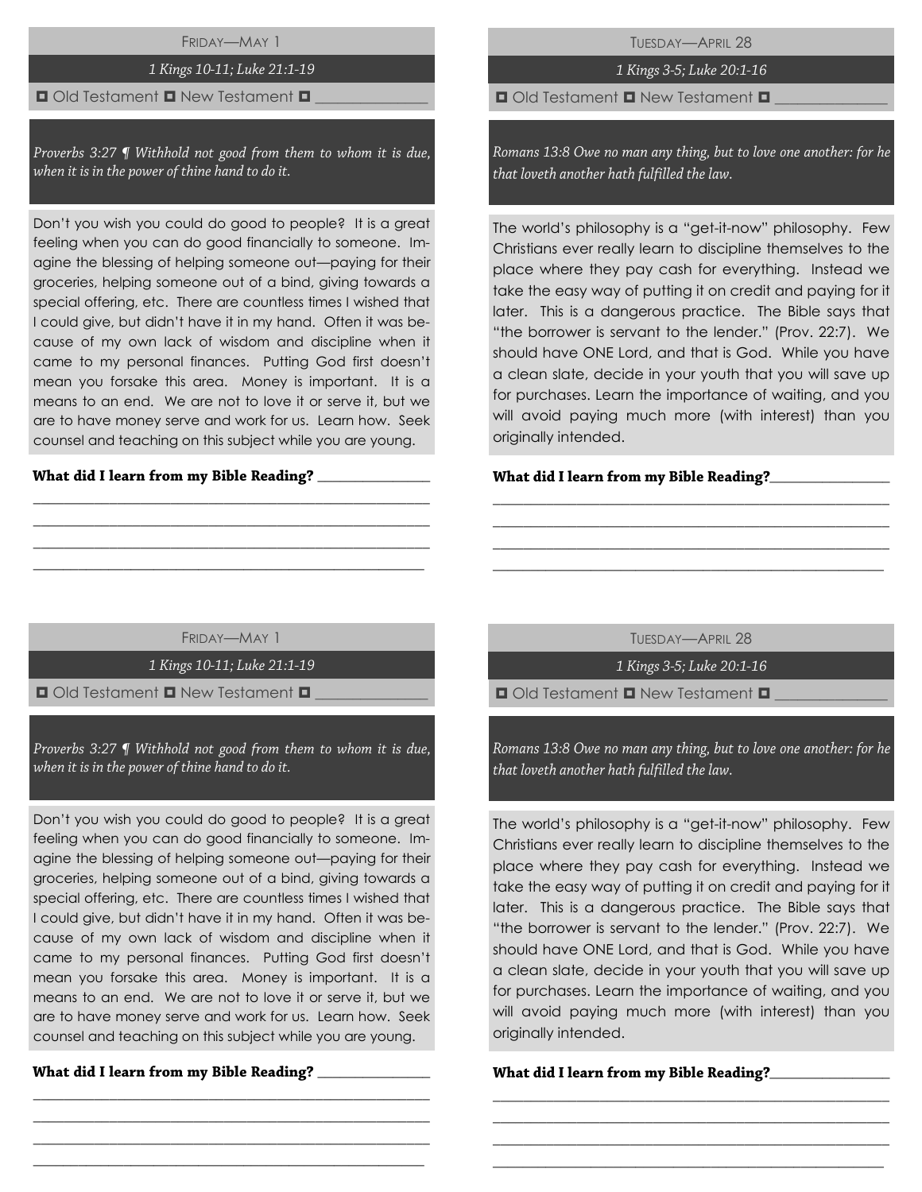## Friday—May 1

*1 Kings 10-11; Luke 21:1-19*

☐ Old Testament ☐ New Testament ☐ _______________

*Proverbs 3:27 ¶ Withhold not good from them to whom it is due, when it is in the power of thine hand to do it.*

Don't you wish you could do good to people? It is a great feeling when you can do good financially to someone. Imagine the blessing of helping someone out—paying for their groceries, helping someone out of a bind, giving towards a special offering, etc. There are countless times I wished that I could give, but didn't have it in my hand. Often it was because of my own lack of wisdom and discipline when it came to my personal finances. Putting God first doesn't mean you forsake this area. Money is important. It is a means to an end. We are not to love it or serve it, but we are to have money serve and work for us. Learn how. Seek counsel and teaching on this subject while you are young.

**What did I learn from my Bible Reading?** _______________

___________________________________________________

___________________________________________________

___________________________________________________

___________________________________________________

## Tuesday—April 28

*1 Kings 3-5; Luke 20:1-16*

☐ Old Testament ☐ New Testament ☐ _______________

*Romans 13:8 Owe no man any thing, but to love one another: for he that loveth another hath fulfilled the law.*

The world's philosophy is a "get-it-now" philosophy. Few Christians ever really learn to discipline themselves to the place where they pay cash for everything. Instead we take the easy way of putting it on credit and paying for it later. This is a dangerous practice. The Bible says that "the borrower is servant to the lender." (Prov. 22:7). We should have ONE Lord, and that is God. While you have a clean slate, decide in your youth that you will save up for purchases. Learn the importance of waiting, and you will avoid paying much more (with interest) than you originally intended.

**What did I learn from my Bible Reading?**_______________

___________________________________________________

___________________________________________________

___________________________________________________

___________________________________________________

## Friday—May 1

*1 Kings 10-11; Luke 21:1-19*

☐ Old Testament ☐ New Testament ☐ _______________

*Proverbs 3:27 ¶ Withhold not good from them to whom it is due, when it is in the power of thine hand to do it.*

Don't you wish you could do good to people? It is a great feeling when you can do good financially to someone. Imagine the blessing of helping someone out—paying for their groceries, helping someone out of a bind, giving towards a special offering, etc. There are countless times I wished that I could give, but didn't have it in my hand. Often it was because of my own lack of wisdom and discipline when it came to my personal finances. Putting God first doesn't mean you forsake this area. Money is important. It is a means to an end. We are not to love it or serve it, but we are to have money serve and work for us. Learn how. Seek counsel and teaching on this subject while you are young.

**What did I learn from my Bible Reading?** _______________

___________________________________________________

___________________________________________________

___________________________________________________

___________________________________________________

## Tuesday—April 28

*1 Kings 3-5; Luke 20:1-16*

☐ Old Testament ☐ New Testament ☐ _______________

*Romans 13:8 Owe no man any thing, but to love one another: for he that loveth another hath fulfilled the law.*

The world's philosophy is a "get-it-now" philosophy. Few Christians ever really learn to discipline themselves to the place where they pay cash for everything. Instead we take the easy way of putting it on credit and paying for it later. This is a dangerous practice. The Bible says that "the borrower is servant to the lender." (Prov. 22:7). We should have ONE Lord, and that is God. While you have a clean slate, decide in your youth that you will save up for purchases. Learn the importance of waiting, and you will avoid paying much more (with interest) than you originally intended.

**What did I learn from my Bible Reading?**_______________

___________________________________________________

___________________________________________________

___________________________________________________

___________________________________________________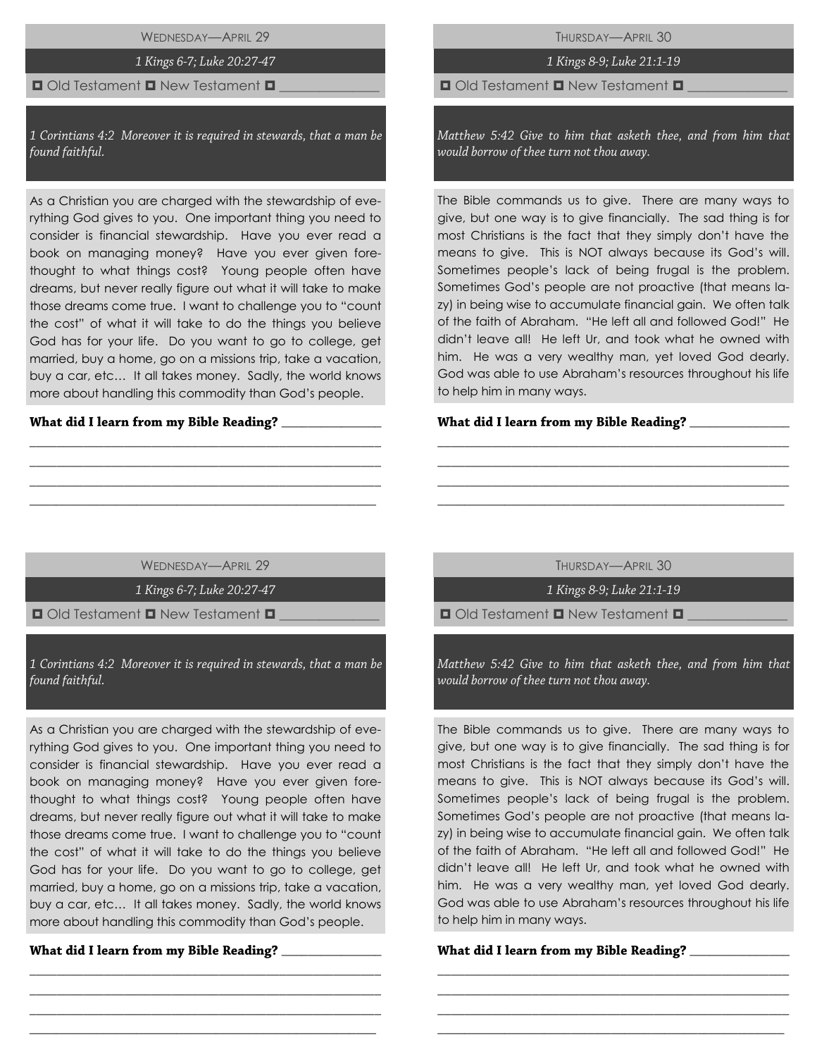## Wednesday—April 29

*1 Kings 6-7; Luke 20:27-47*

◘ Old Testament ◘ New Testament ◘ _______________

*1 Corintians 4:2 Moreover it is required in stewards, that a man be found faithful.*

As a Christian you are charged with the stewardship of everything God gives to you. One important thing you need to consider is financial stewardship. Have you ever read a book on managing money? Have you ever given forethought to what things cost? Young people often have dreams, but never really figure out what it will take to make those dreams come true. I want to challenge you to "count the cost" of what it will take to do the things you believe God has for your life. Do you want to go to college, get married, buy a home, go on a missions trip, take a vacation, buy a car, etc… It all takes money. Sadly, the world knows more about handling this commodity than God's people.

**What did I learn from my Bible Reading?** _______________

_______________________________________________________

_______________________________________________________

_______________________________________________________

_______________________________________________________

## Thursday—April 30

*1 Kings 8-9; Luke 21:1-19*

◘ Old Testament ◘ New Testament ◘ _______________

*Matthew 5:42 Give to him that asketh thee, and from him that would borrow of thee turn not thou away.*

The Bible commands us to give. There are many ways to give, but one way is to give financially. The sad thing is for most Christians is the fact that they simply don't have the means to give. This is NOT always because its God's will. Sometimes people's lack of being frugal is the problem. Sometimes God's people are not proactive (that means lazy) in being wise to accumulate financial gain. We often talk of the faith of Abraham. "He left all and followed God!" He didn't leave all! He left Ur, and took what he owned with him. He was a very wealthy man, yet loved God dearly. God was able to use Abraham's resources throughout his life to help him in many ways.

**What did I learn from my Bible Reading?** _______________

_______________________________________________________

_______________________________________________________

_______________________________________________________

_______________________________________________________

## Wednesday—April 29

*1 Kings 6-7; Luke 20:27-47*

◘ Old Testament ◘ New Testament ◘ _______________

*1 Corintians 4:2 Moreover it is required in stewards, that a man be found faithful.*

As a Christian you are charged with the stewardship of everything God gives to you. One important thing you need to consider is financial stewardship. Have you ever read a book on managing money? Have you ever given forethought to what things cost? Young people often have dreams, but never really figure out what it will take to make those dreams come true. I want to challenge you to "count the cost" of what it will take to do the things you believe God has for your life. Do you want to go to college, get married, buy a home, go on a missions trip, take a vacation, buy a car, etc… It all takes money. Sadly, the world knows more about handling this commodity than God's people.

**What did I learn from my Bible Reading?** _______________

_______________________________________________________

_______________________________________________________

_______________________________________________________

_______________________________________________________

## Thursday—April 30

*1 Kings 8-9; Luke 21:1-19*

◘ Old Testament ◘ New Testament ◘ _______________

*Matthew 5:42 Give to him that asketh thee, and from him that would borrow of thee turn not thou away.*

The Bible commands us to give. There are many ways to give, but one way is to give financially. The sad thing is for most Christians is the fact that they simply don't have the means to give. This is NOT always because its God's will. Sometimes people's lack of being frugal is the problem. Sometimes God's people are not proactive (that means lazy) in being wise to accumulate financial gain. We often talk of the faith of Abraham. "He left all and followed God!" He didn't leave all! He left Ur, and took what he owned with him. He was a very wealthy man, yet loved God dearly. God was able to use Abraham's resources throughout his life to help him in many ways.

**What did I learn from my Bible Reading?** _______________

_______________________________________________________

_______________________________________________________

_______________________________________________________

_______________________________________________________